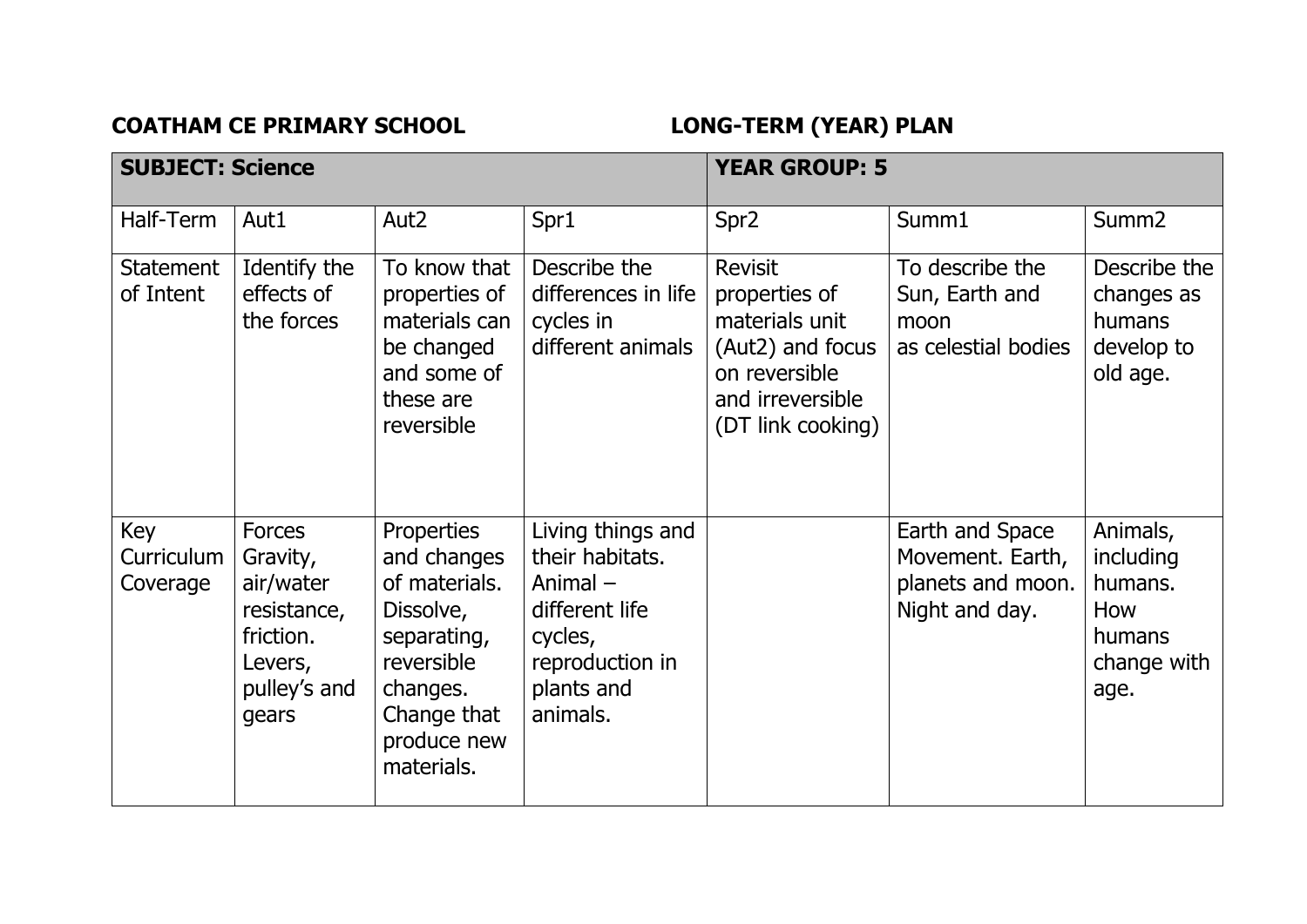**COATHAM CE PRIMARY SCHOOL** **LONG-TERM (YEAR) PLAN**

| **SUBJECT: Science** | | | | **YEAR GROUP: 5** | | |
|---|---|---|---|---|---|---|
| Half-Term | Aut1 | Aut2 | Spr1 | Spr2 | Summ1 | Summ2 |
| Statement of Intent | Identify the effects of the forces | To know that properties of materials can be changed and some of these are reversible | Describe the differences in life cycles in different animals | Revisit properties of materials unit (Aut2) and focus on reversible and irreversible (DT link cooking) | To describe the Sun, Earth and moon as celestial bodies | Describe the changes as humans develop to old age. |
| Key Curriculum Coverage | Forces Gravity, air/water resistance, friction. Levers, pulley's and gears | Properties and changes of materials. Dissolve, separating, reversible changes. Change that produce new materials. | Living things and their habitats. Animal – different life cycles, reproduction in plants and animals. | | Earth and Space Movement. Earth, planets and moon. Night and day. | Animals, including humans. How humans change with age. |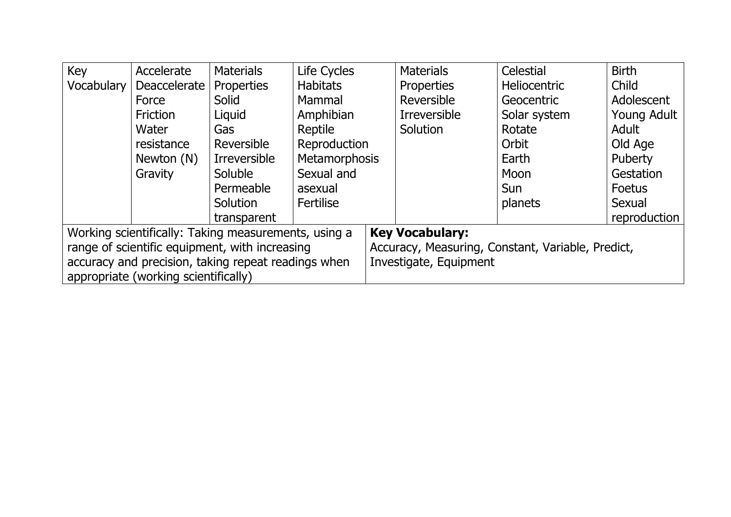| | | | | | | |
|---|---|---|---|---|---|---|
| Key Vocabulary | Accelerate Deaccelerate Force Friction Water resistance Newton (N) Gravity | Materials Properties Solid Liquid Gas Reversible Irreversible Soluble Permeable Solution transparent | Life Cycles Habitats Mammal Amphibian Reptile Reproduction Metamorphosis Sexual and asexual Fertilise | Materials Properties Reversible Irreversible Solution | Celestial Heliocentric Geocentric Solar system Rotate Orbit Earth Moon Sun planets | Birth Child Adolescent Young Adult Adult Old Age Puberty Gestation Foetus Sexual reproduction |
| Working scientifically: Taking measurements, using a range of scientific equipment, with increasing accuracy and precision, taking repeat readings when appropriate (working scientifically) | | | | **Key Vocabulary:** Accuracy, Measuring, Constant, Variable, Predict, Investigate, Equipment | | |